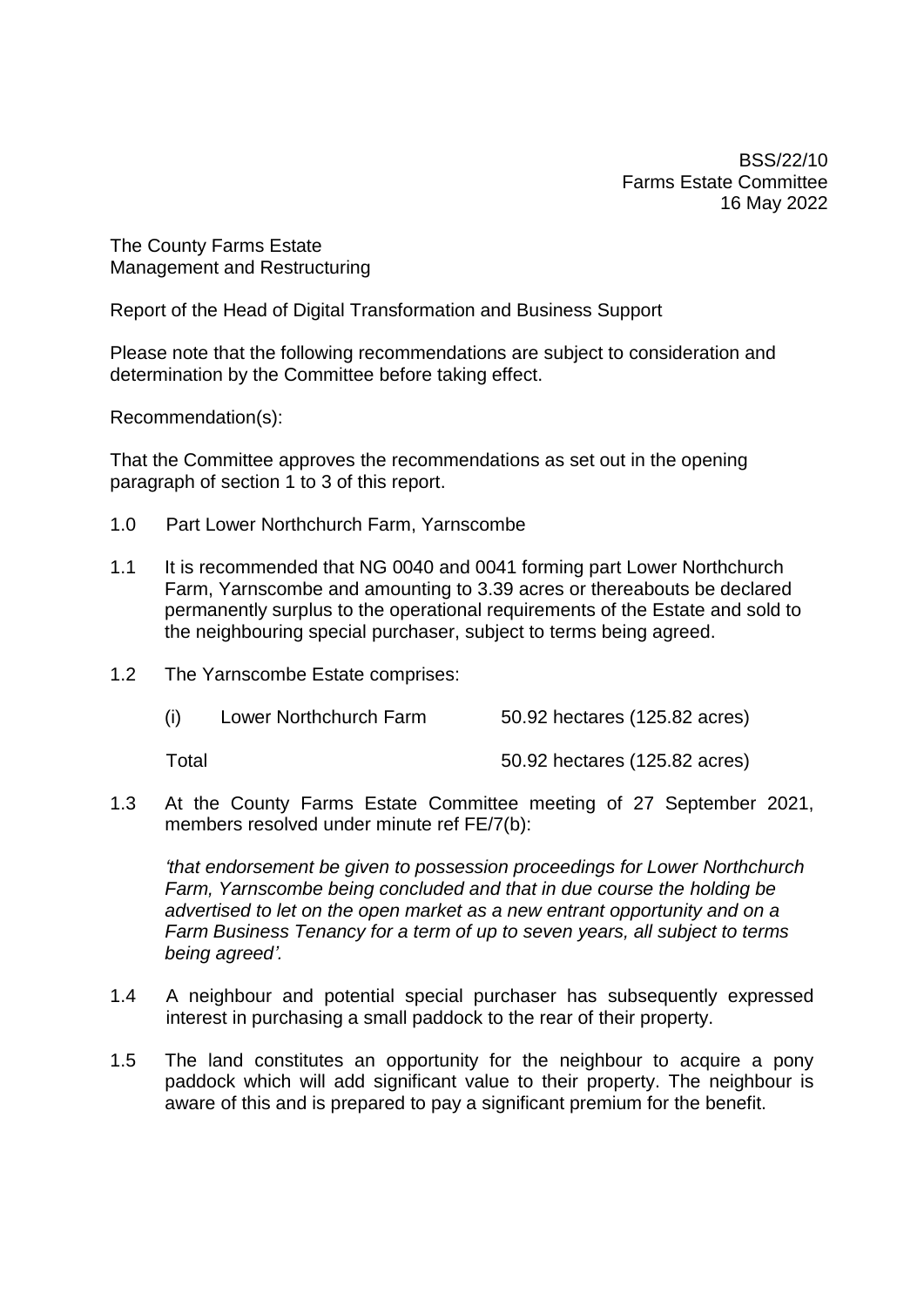BSS/22/10
Farms Estate Committee
16 May 2022

The County Farms Estate
Management and Restructuring

Report of the Head of Digital Transformation and Business Support

Please note that the following recommendations are subject to consideration and determination by the Committee before taking effect.

Recommendation(s):

That the Committee approves the recommendations as set out in the opening paragraph of section 1 to 3 of this report.

## 1.0 Part Lower Northchurch Farm, Yarnscombe

1.1 It is recommended that NG 0040 and 0041 forming part Lower Northchurch Farm, Yarnscombe and amounting to 3.39 acres or thereabouts be declared permanently surplus to the operational requirements of the Estate and sold to the neighbouring special purchaser, subject to terms being agreed.

1.2 The Yarnscombe Estate comprises:

| | | |
|---|---|---|
| (i) | Lower Northchurch Farm | 50.92 hectares (125.82 acres) |
| Total | | 50.92 hectares (125.82 acres) |

1.3 At the County Farms Estate Committee meeting of 27 September 2021, members resolved under minute ref FE/7(b):

*'that endorsement be given to possession proceedings for Lower Northchurch Farm, Yarnscombe being concluded and that in due course the holding be advertised to let on the open market as a new entrant opportunity and on a Farm Business Tenancy for a term of up to seven years, all subject to terms being agreed'.*

1.4 A neighbour and potential special purchaser has subsequently expressed interest in purchasing a small paddock to the rear of their property.

1.5 The land constitutes an opportunity for the neighbour to acquire a pony paddock which will add significant value to their property. The neighbour is aware of this and is prepared to pay a significant premium for the benefit.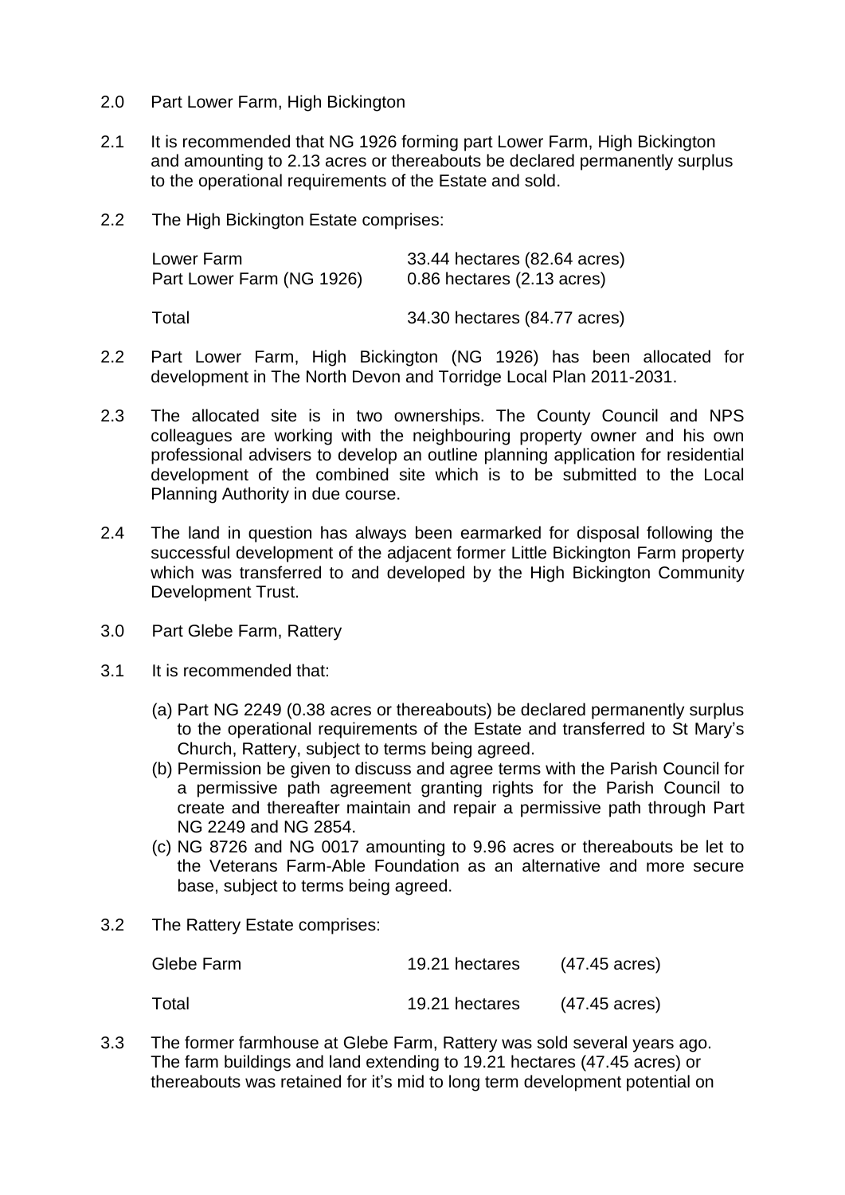2.0 Part Lower Farm, High Bickington

2.1 It is recommended that NG 1926 forming part Lower Farm, High Bickington and amounting to 2.13 acres or thereabouts be declared permanently surplus to the operational requirements of the Estate and sold.

2.2 The High Bickington Estate comprises:

| | |
|---|---|
| Lower Farm | 33.44 hectares (82.64 acres) |
| Part Lower Farm (NG 1926) | 0.86 hectares (2.13 acres) |
| Total | 34.30 hectares (84.77 acres) |

2.2 Part Lower Farm, High Bickington (NG 1926) has been allocated for development in The North Devon and Torridge Local Plan 2011-2031.

2.3 The allocated site is in two ownerships. The County Council and NPS colleagues are working with the neighbouring property owner and his own professional advisers to develop an outline planning application for residential development of the combined site which is to be submitted to the Local Planning Authority in due course.

2.4 The land in question has always been earmarked for disposal following the successful development of the adjacent former Little Bickington Farm property which was transferred to and developed by the High Bickington Community Development Trust.

3.0 Part Glebe Farm, Rattery

3.1 It is recommended that:

(a) Part NG 2249 (0.38 acres or thereabouts) be declared permanently surplus to the operational requirements of the Estate and transferred to St Mary's Church, Rattery, subject to terms being agreed.
(b) Permission be given to discuss and agree terms with the Parish Council for a permissive path agreement granting rights for the Parish Council to create and thereafter maintain and repair a permissive path through Part NG 2249 and NG 2854.
(c) NG 8726 and NG 0017 amounting to 9.96 acres or thereabouts be let to the Veterans Farm-Able Foundation as an alternative and more secure base, subject to terms being agreed.

3.2 The Rattery Estate comprises:

| | | |
|---|---|---|
| Glebe Farm | 19.21 hectares | (47.45 acres) |
| Total | 19.21 hectares | (47.45 acres) |

3.3 The former farmhouse at Glebe Farm, Rattery was sold several years ago. The farm buildings and land extending to 19.21 hectares (47.45 acres) or thereabouts was retained for it's mid to long term development potential on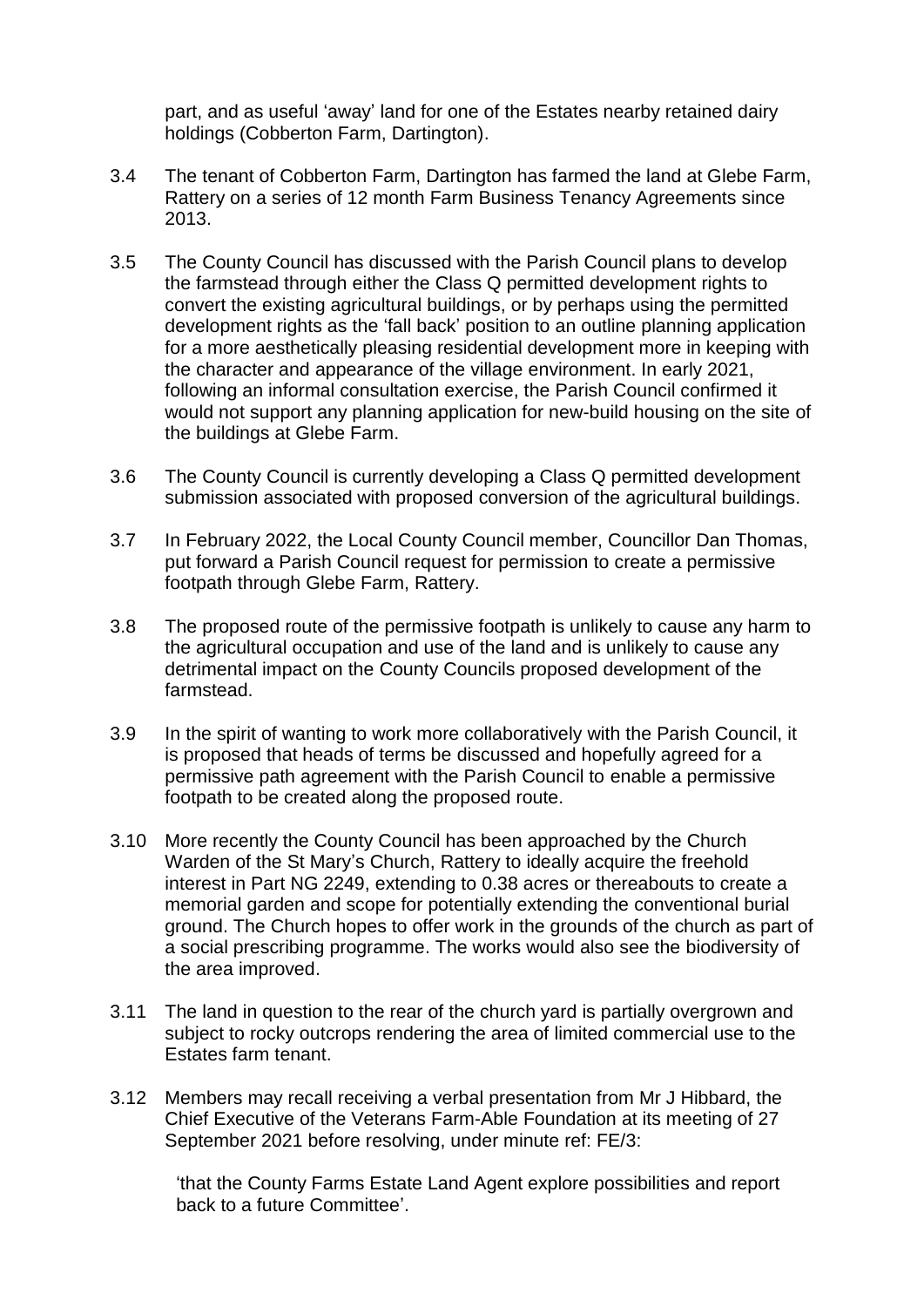part, and as useful 'away' land for one of the Estates nearby retained dairy holdings (Cobberton Farm, Dartington).

3.4 The tenant of Cobberton Farm, Dartington has farmed the land at Glebe Farm, Rattery on a series of 12 month Farm Business Tenancy Agreements since 2013.

3.5 The County Council has discussed with the Parish Council plans to develop the farmstead through either the Class Q permitted development rights to convert the existing agricultural buildings, or by perhaps using the permitted development rights as the 'fall back' position to an outline planning application for a more aesthetically pleasing residential development more in keeping with the character and appearance of the village environment. In early 2021, following an informal consultation exercise, the Parish Council confirmed it would not support any planning application for new-build housing on the site of the buildings at Glebe Farm.

3.6 The County Council is currently developing a Class Q permitted development submission associated with proposed conversion of the agricultural buildings.

3.7 In February 2022, the Local County Council member, Councillor Dan Thomas, put forward a Parish Council request for permission to create a permissive footpath through Glebe Farm, Rattery.

3.8 The proposed route of the permissive footpath is unlikely to cause any harm to the agricultural occupation and use of the land and is unlikely to cause any detrimental impact on the County Councils proposed development of the farmstead.

3.9 In the spirit of wanting to work more collaboratively with the Parish Council, it is proposed that heads of terms be discussed and hopefully agreed for a permissive path agreement with the Parish Council to enable a permissive footpath to be created along the proposed route.

3.10 More recently the County Council has been approached by the Church Warden of the St Mary's Church, Rattery to ideally acquire the freehold interest in Part NG 2249, extending to 0.38 acres or thereabouts to create a memorial garden and scope for potentially extending the conventional burial ground. The Church hopes to offer work in the grounds of the church as part of a social prescribing programme. The works would also see the biodiversity of the area improved.

3.11 The land in question to the rear of the church yard is partially overgrown and subject to rocky outcrops rendering the area of limited commercial use to the Estates farm tenant.

3.12 Members may recall receiving a verbal presentation from Mr J Hibbard, the Chief Executive of the Veterans Farm-Able Foundation at its meeting of 27 September 2021 before resolving, under minute ref: FE/3:

> 'that the County Farms Estate Land Agent explore possibilities and report back to a future Committee'.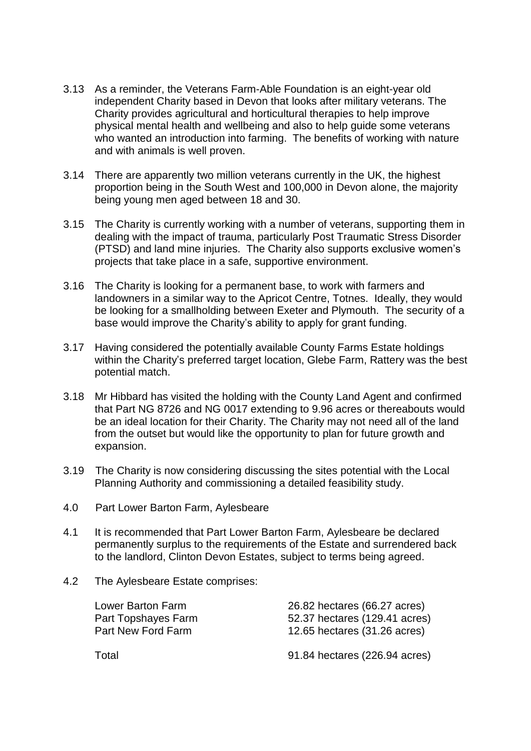3.13 As a reminder, the Veterans Farm-Able Foundation is an eight-year old independent Charity based in Devon that looks after military veterans. The Charity provides agricultural and horticultural therapies to help improve physical mental health and wellbeing and also to help guide some veterans who wanted an introduction into farming. The benefits of working with nature and with animals is well proven.

3.14 There are apparently two million veterans currently in the UK, the highest proportion being in the South West and 100,000 in Devon alone, the majority being young men aged between 18 and 30.

3.15 The Charity is currently working with a number of veterans, supporting them in dealing with the impact of trauma, particularly Post Traumatic Stress Disorder (PTSD) and land mine injuries. The Charity also supports exclusive women's projects that take place in a safe, supportive environment.

3.16 The Charity is looking for a permanent base, to work with farmers and landowners in a similar way to the Apricot Centre, Totnes. Ideally, they would be looking for a smallholding between Exeter and Plymouth. The security of a base would improve the Charity's ability to apply for grant funding.

3.17 Having considered the potentially available County Farms Estate holdings within the Charity's preferred target location, Glebe Farm, Rattery was the best potential match.

3.18 Mr Hibbard has visited the holding with the County Land Agent and confirmed that Part NG 8726 and NG 0017 extending to 9.96 acres or thereabouts would be an ideal location for their Charity. The Charity may not need all of the land from the outset but would like the opportunity to plan for future growth and expansion.

3.19 The Charity is now considering discussing the sites potential with the Local Planning Authority and commissioning a detailed feasibility study.

## 4.0 Part Lower Barton Farm, Aylesbeare

4.1 It is recommended that Part Lower Barton Farm, Aylesbeare be declared permanently surplus to the requirements of the Estate and surrendered back to the landlord, Clinton Devon Estates, subject to terms being agreed.

4.2 The Aylesbeare Estate comprises:

| | |
|---|---|
| Lower Barton Farm | 26.82 hectares (66.27 acres) |
| Part Topshayes Farm | 52.37 hectares (129.41 acres) |
| Part New Ford Farm | 12.65 hectares (31.26 acres) |
| Total | 91.84 hectares (226.94 acres) |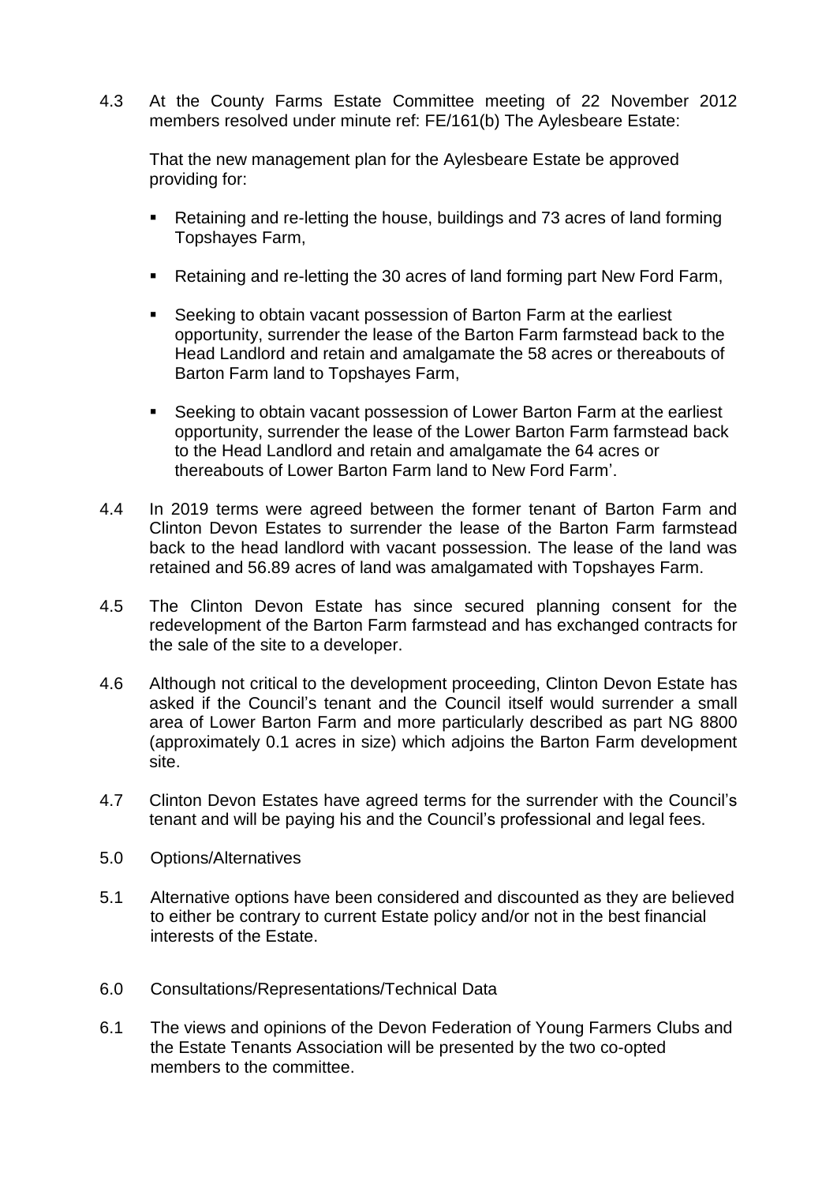4.3 At the County Farms Estate Committee meeting of 22 November 2012 members resolved under minute ref: FE/161(b) The Aylesbeare Estate:

That the new management plan for the Aylesbeare Estate be approved providing for:

- Retaining and re-letting the house, buildings and 73 acres of land forming Topshayes Farm,
- Retaining and re-letting the 30 acres of land forming part New Ford Farm,
- Seeking to obtain vacant possession of Barton Farm at the earliest opportunity, surrender the lease of the Barton Farm farmstead back to the Head Landlord and retain and amalgamate the 58 acres or thereabouts of Barton Farm land to Topshayes Farm,
- Seeking to obtain vacant possession of Lower Barton Farm at the earliest opportunity, surrender the lease of the Lower Barton Farm farmstead back to the Head Landlord and retain and amalgamate the 64 acres or thereabouts of Lower Barton Farm land to New Ford Farm'.

4.4 In 2019 terms were agreed between the former tenant of Barton Farm and Clinton Devon Estates to surrender the lease of the Barton Farm farmstead back to the head landlord with vacant possession. The lease of the land was retained and 56.89 acres of land was amalgamated with Topshayes Farm.

4.5 The Clinton Devon Estate has since secured planning consent for the redevelopment of the Barton Farm farmstead and has exchanged contracts for the sale of the site to a developer.

4.6 Although not critical to the development proceeding, Clinton Devon Estate has asked if the Council's tenant and the Council itself would surrender a small area of Lower Barton Farm and more particularly described as part NG 8800 (approximately 0.1 acres in size) which adjoins the Barton Farm development site.

4.7 Clinton Devon Estates have agreed terms for the surrender with the Council's tenant and will be paying his and the Council's professional and legal fees.

5.0 Options/Alternatives

5.1 Alternative options have been considered and discounted as they are believed to either be contrary to current Estate policy and/or not in the best financial interests of the Estate.

6.0 Consultations/Representations/Technical Data

6.1 The views and opinions of the Devon Federation of Young Farmers Clubs and the Estate Tenants Association will be presented by the two co-opted members to the committee.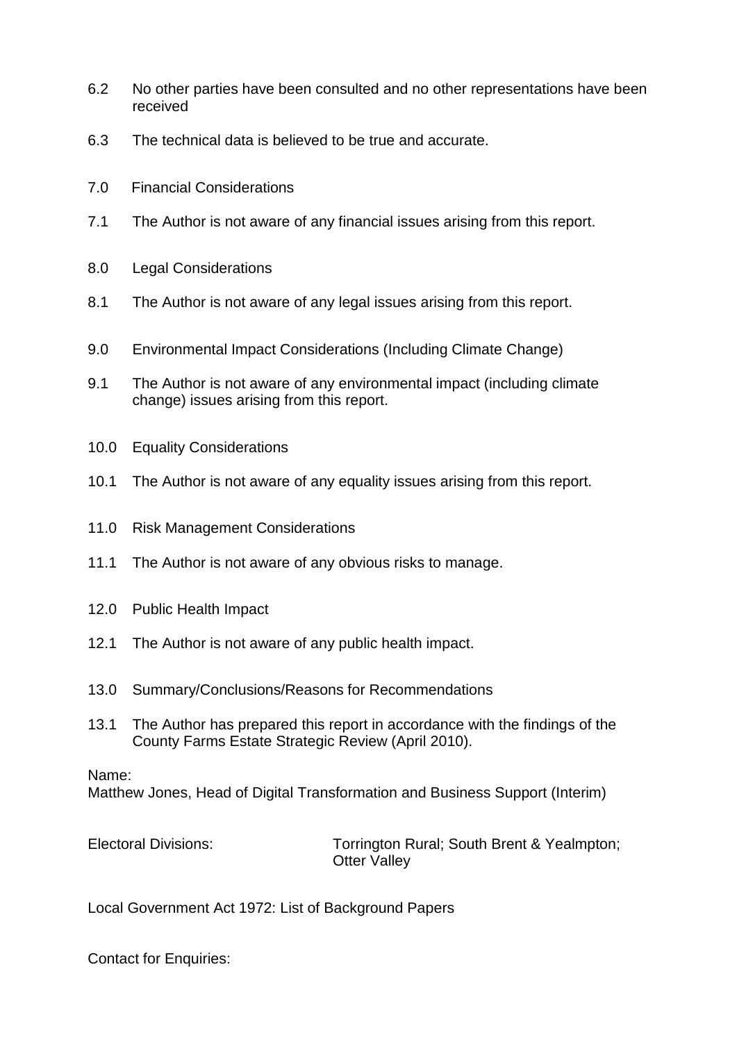6.2 No other parties have been consulted and no other representations have been received

6.3 The technical data is believed to be true and accurate.

## 7.0 Financial Considerations

7.1 The Author is not aware of any financial issues arising from this report.

## 8.0 Legal Considerations

8.1 The Author is not aware of any legal issues arising from this report.

## 9.0 Environmental Impact Considerations (Including Climate Change)

9.1 The Author is not aware of any environmental impact (including climate change) issues arising from this report.

## 10.0 Equality Considerations

10.1 The Author is not aware of any equality issues arising from this report.

## 11.0 Risk Management Considerations

11.1 The Author is not aware of any obvious risks to manage.

## 12.0 Public Health Impact

12.1 The Author is not aware of any public health impact.

## 13.0 Summary/Conclusions/Reasons for Recommendations

13.1 The Author has prepared this report in accordance with the findings of the County Farms Estate Strategic Review (April 2010).

Name:
Matthew Jones, Head of Digital Transformation and Business Support (Interim)

Electoral Divisions: Torrington Rural; South Brent & Yealmpton; Otter Valley

Local Government Act 1972: List of Background Papers

Contact for Enquiries: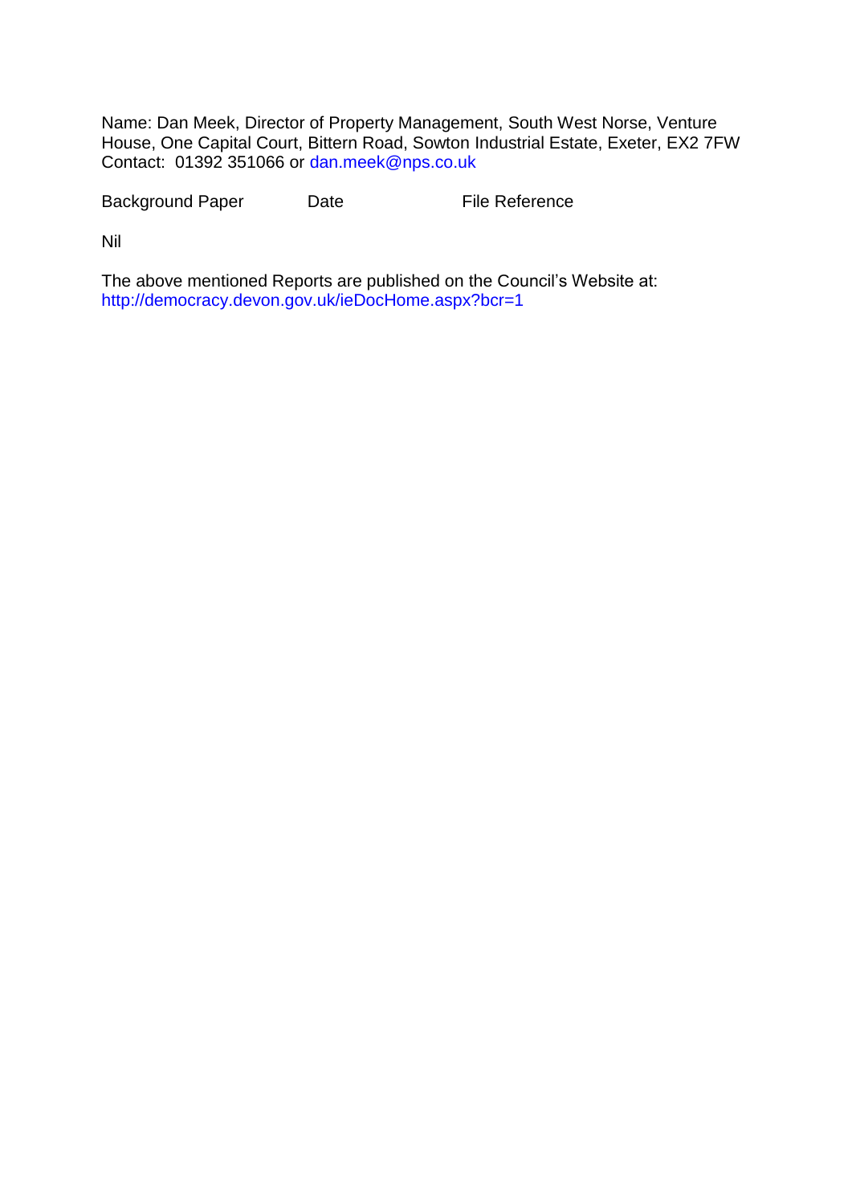Name: Dan Meek, Director of Property Management, South West Norse, Venture House, One Capital Court, Bittern Road, Sowton Industrial Estate, Exeter, EX2 7FW
Contact: 01392 351066 or dan.meek@nps.co.uk

| Background Paper | Date | File Reference |
|---|---|---|
| Nil | | |

The above mentioned Reports are published on the Council's Website at:
http://democracy.devon.gov.uk/ieDocHome.aspx?bcr=1